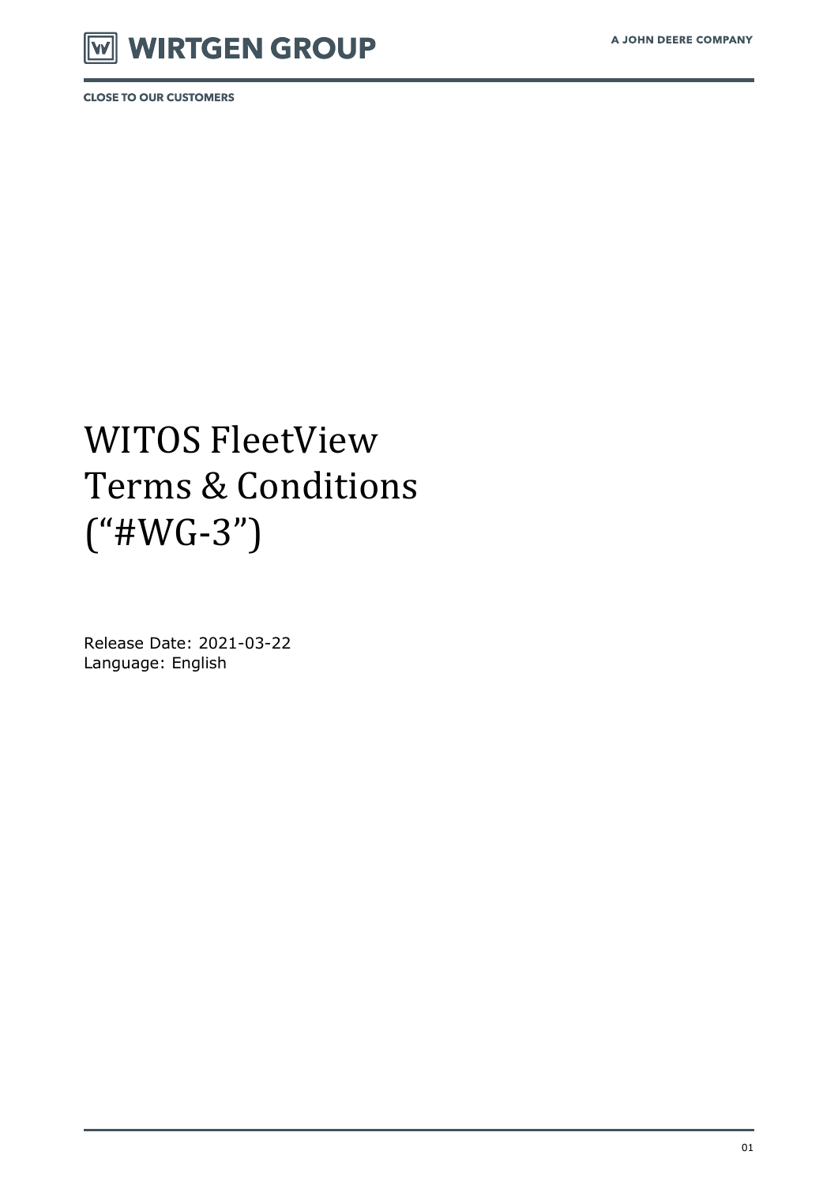# WITOS FleetView Terms & Conditions ("#WG-3")

Release Date: 2021-03-22
Language: English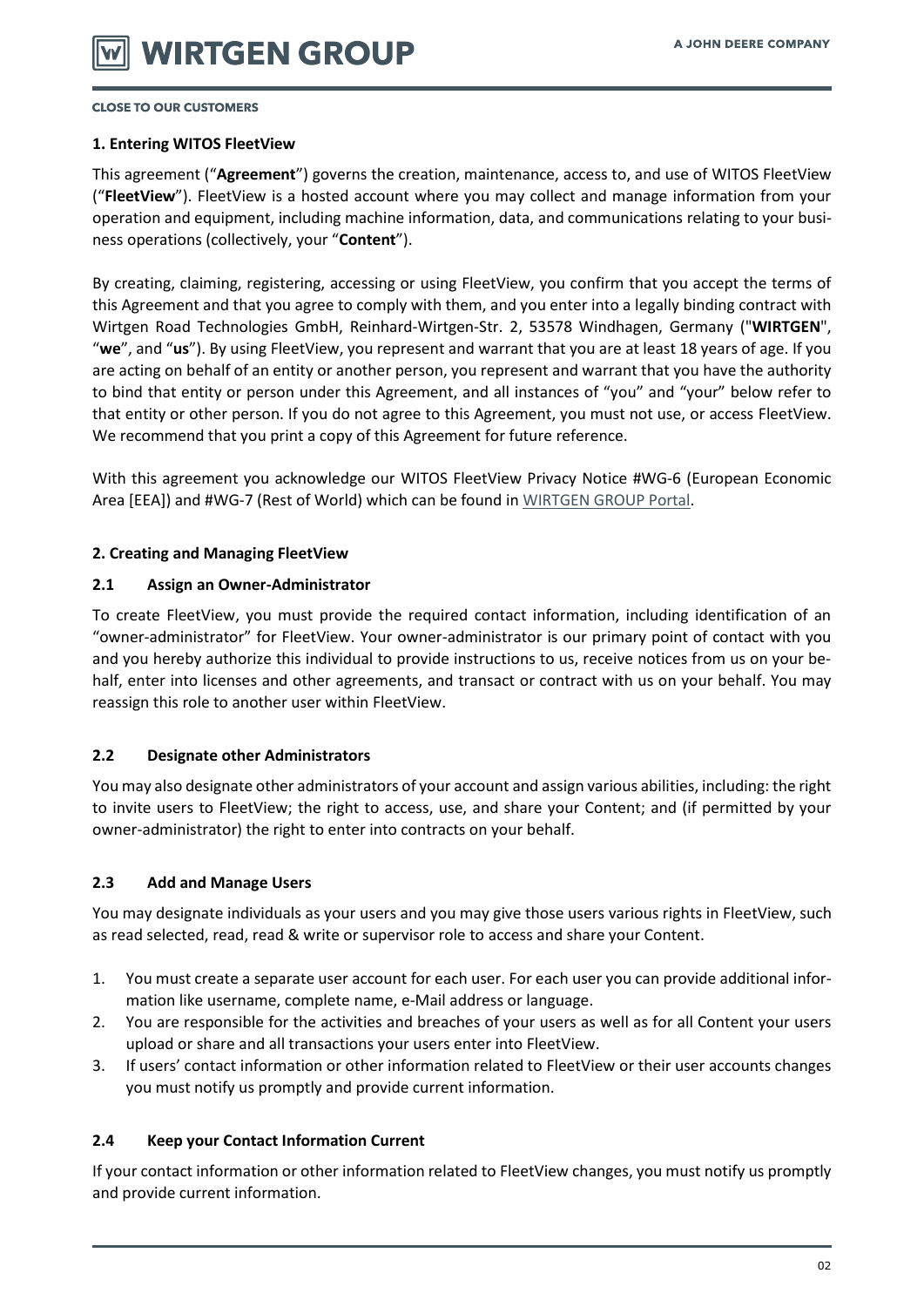## 1. Entering WITOS FleetView

This agreement ("**Agreement**") governs the creation, maintenance, access to, and use of WITOS FleetView ("**FleetView**"). FleetView is a hosted account where you may collect and manage information from your operation and equipment, including machine information, data, and communications relating to your business operations (collectively, your "**Content**").

By creating, claiming, registering, accessing or using FleetView, you confirm that you accept the terms of this Agreement and that you agree to comply with them, and you enter into a legally binding contract with Wirtgen Road Technologies GmbH, Reinhard-Wirtgen-Str. 2, 53578 Windhagen, Germany ("**WIRTGEN**", "**we**", and "**us**"). By using FleetView, you represent and warrant that you are at least 18 years of age. If you are acting on behalf of an entity or another person, you represent and warrant that you have the authority to bind that entity or person under this Agreement, and all instances of "you" and "your" below refer to that entity or other person. If you do not agree to this Agreement, you must not use, or access FleetView. We recommend that you print a copy of this Agreement for future reference.

With this agreement you acknowledge our WITOS FleetView Privacy Notice #WG-6 (European Economic Area [EEA]) and #WG-7 (Rest of World) which can be found in WIRTGEN GROUP Portal.

## 2. Creating and Managing FleetView

### 2.1 Assign an Owner-Administrator

To create FleetView, you must provide the required contact information, including identification of an "owner-administrator" for FleetView. Your owner-administrator is our primary point of contact with you and you hereby authorize this individual to provide instructions to us, receive notices from us on your behalf, enter into licenses and other agreements, and transact or contract with us on your behalf. You may reassign this role to another user within FleetView.

### 2.2 Designate other Administrators

You may also designate other administrators of your account and assign various abilities, including: the right to invite users to FleetView; the right to access, use, and share your Content; and (if permitted by your owner-administrator) the right to enter into contracts on your behalf.

### 2.3 Add and Manage Users

You may designate individuals as your users and you may give those users various rights in FleetView, such as read selected, read, read & write or supervisor role to access and share your Content.

1. You must create a separate user account for each user. For each user you can provide additional information like username, complete name, e-Mail address or language.
2. You are responsible for the activities and breaches of your users as well as for all Content your users upload or share and all transactions your users enter into FleetView.
3. If users' contact information or other information related to FleetView or their user accounts changes you must notify us promptly and provide current information.

### 2.4 Keep your Contact Information Current

If your contact information or other information related to FleetView changes, you must notify us promptly and provide current information.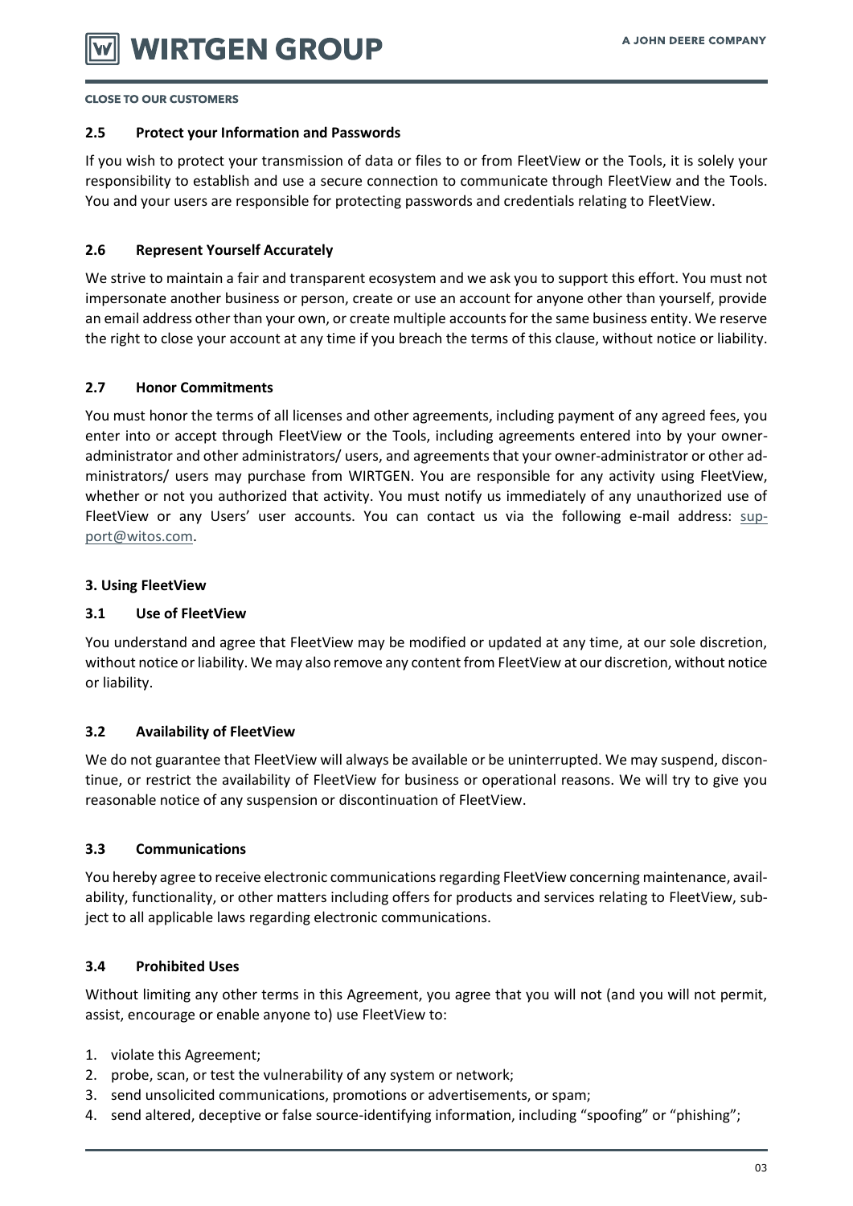### 2.5 Protect your Information and Passwords

If you wish to protect your transmission of data or files to or from FleetView or the Tools, it is solely your responsibility to establish and use a secure connection to communicate through FleetView and the Tools. You and your users are responsible for protecting passwords and credentials relating to FleetView.

### 2.6 Represent Yourself Accurately

We strive to maintain a fair and transparent ecosystem and we ask you to support this effort. You must not impersonate another business or person, create or use an account for anyone other than yourself, provide an email address other than your own, or create multiple accounts for the same business entity. We reserve the right to close your account at any time if you breach the terms of this clause, without notice or liability.

### 2.7 Honor Commitments

You must honor the terms of all licenses and other agreements, including payment of any agreed fees, you enter into or accept through FleetView or the Tools, including agreements entered into by your owner-administrator and other administrators/ users, and agreements that your owner-administrator or other administrators/ users may purchase from WIRTGEN. You are responsible for any activity using FleetView, whether or not you authorized that activity. You must notify us immediately of any unauthorized use of FleetView or any Users' user accounts. You can contact us via the following e-mail address: support@witos.com.

## 3. Using FleetView

### 3.1 Use of FleetView

You understand and agree that FleetView may be modified or updated at any time, at our sole discretion, without notice or liability. We may also remove any content from FleetView at our discretion, without notice or liability.

### 3.2 Availability of FleetView

We do not guarantee that FleetView will always be available or be uninterrupted. We may suspend, discontinue, or restrict the availability of FleetView for business or operational reasons. We will try to give you reasonable notice of any suspension or discontinuation of FleetView.

### 3.3 Communications

You hereby agree to receive electronic communications regarding FleetView concerning maintenance, availability, functionality, or other matters including offers for products and services relating to FleetView, subject to all applicable laws regarding electronic communications.

### 3.4 Prohibited Uses

Without limiting any other terms in this Agreement, you agree that you will not (and you will not permit, assist, encourage or enable anyone to) use FleetView to:

1. violate this Agreement;
2. probe, scan, or test the vulnerability of any system or network;
3. send unsolicited communications, promotions or advertisements, or spam;
4. send altered, deceptive or false source-identifying information, including "spoofing" or "phishing";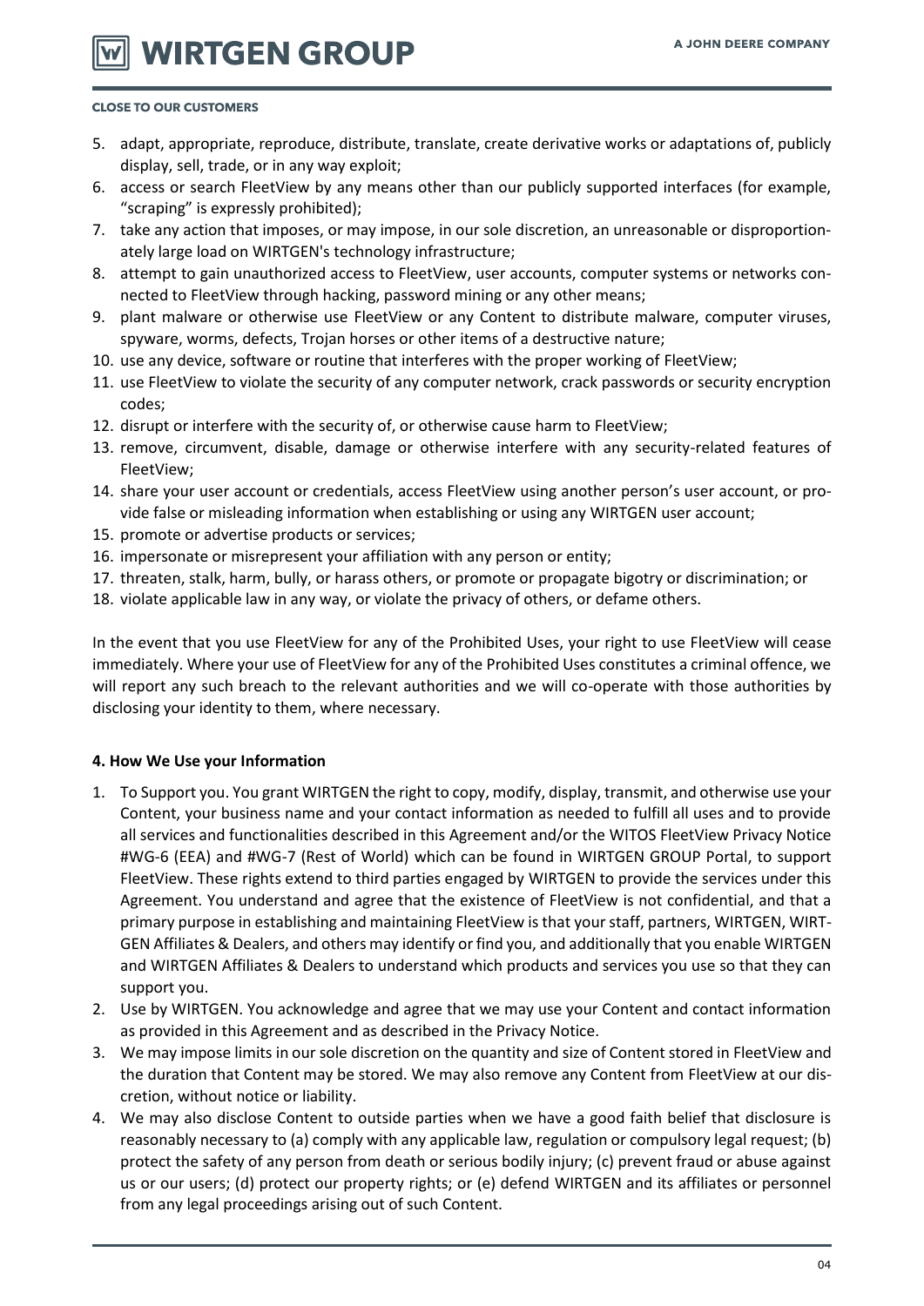5. adapt, appropriate, reproduce, distribute, translate, create derivative works or adaptations of, publicly display, sell, trade, or in any way exploit;
6. access or search FleetView by any means other than our publicly supported interfaces (for example, "scraping" is expressly prohibited);
7. take any action that imposes, or may impose, in our sole discretion, an unreasonable or disproportionately large load on WIRTGEN's technology infrastructure;
8. attempt to gain unauthorized access to FleetView, user accounts, computer systems or networks connected to FleetView through hacking, password mining or any other means;
9. plant malware or otherwise use FleetView or any Content to distribute malware, computer viruses, spyware, worms, defects, Trojan horses or other items of a destructive nature;
10. use any device, software or routine that interferes with the proper working of FleetView;
11. use FleetView to violate the security of any computer network, crack passwords or security encryption codes;
12. disrupt or interfere with the security of, or otherwise cause harm to FleetView;
13. remove, circumvent, disable, damage or otherwise interfere with any security-related features of FleetView;
14. share your user account or credentials, access FleetView using another person's user account, or provide false or misleading information when establishing or using any WIRTGEN user account;
15. promote or advertise products or services;
16. impersonate or misrepresent your affiliation with any person or entity;
17. threaten, stalk, harm, bully, or harass others, or promote or propagate bigotry or discrimination; or
18. violate applicable law in any way, or violate the privacy of others, or defame others.

In the event that you use FleetView for any of the Prohibited Uses, your right to use FleetView will cease immediately. Where your use of FleetView for any of the Prohibited Uses constitutes a criminal offence, we will report any such breach to the relevant authorities and we will co-operate with those authorities by disclosing your identity to them, where necessary.

**4. How We Use your Information**

1. To Support you. You grant WIRTGEN the right to copy, modify, display, transmit, and otherwise use your Content, your business name and your contact information as needed to fulfill all uses and to provide all services and functionalities described in this Agreement and/or the WITOS FleetView Privacy Notice #WG-6 (EEA) and #WG-7 (Rest of World) which can be found in WIRTGEN GROUP Portal, to support FleetView. These rights extend to third parties engaged by WIRTGEN to provide the services under this Agreement. You understand and agree that the existence of FleetView is not confidential, and that a primary purpose in establishing and maintaining FleetView is that your staff, partners, WIRTGEN, WIRTGEN Affiliates & Dealers, and others may identify or find you, and additionally that you enable WIRTGEN and WIRTGEN Affiliates & Dealers to understand which products and services you use so that they can support you.
2. Use by WIRTGEN. You acknowledge and agree that we may use your Content and contact information as provided in this Agreement and as described in the Privacy Notice.
3. We may impose limits in our sole discretion on the quantity and size of Content stored in FleetView and the duration that Content may be stored. We may also remove any Content from FleetView at our discretion, without notice or liability.
4. We may also disclose Content to outside parties when we have a good faith belief that disclosure is reasonably necessary to (a) comply with any applicable law, regulation or compulsory legal request; (b) protect the safety of any person from death or serious bodily injury; (c) prevent fraud or abuse against us or our users; (d) protect our property rights; or (e) defend WIRTGEN and its affiliates or personnel from any legal proceedings arising out of such Content.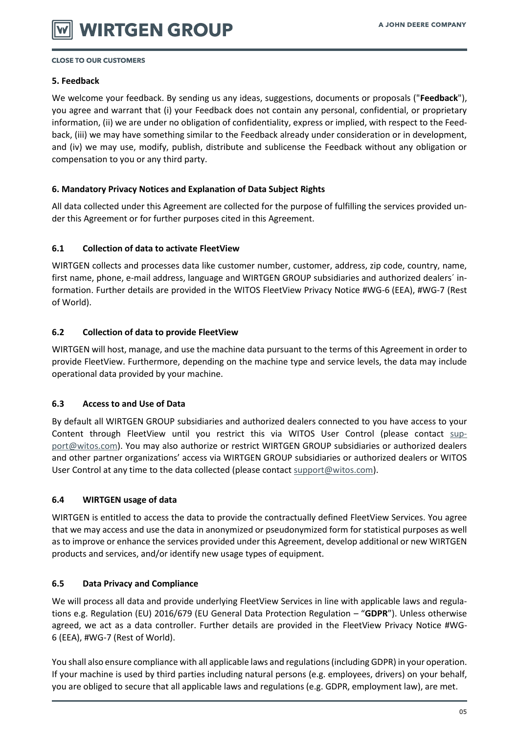### 5. Feedback

We welcome your feedback. By sending us any ideas, suggestions, documents or proposals ("**Feedback**"), you agree and warrant that (i) your Feedback does not contain any personal, confidential, or proprietary information, (ii) we are under no obligation of confidentiality, express or implied, with respect to the Feedback, (iii) we may have something similar to the Feedback already under consideration or in development, and (iv) we may use, modify, publish, distribute and sublicense the Feedback without any obligation or compensation to you or any third party.

### 6. Mandatory Privacy Notices and Explanation of Data Subject Rights

All data collected under this Agreement are collected for the purpose of fulfilling the services provided under this Agreement or for further purposes cited in this Agreement.

#### 6.1 Collection of data to activate FleetView

WIRTGEN collects and processes data like customer number, customer, address, zip code, country, name, first name, phone, e-mail address, language and WIRTGEN GROUP subsidiaries and authorized dealers´ information. Further details are provided in the WITOS FleetView Privacy Notice #WG-6 (EEA), #WG-7 (Rest of World).

#### 6.2 Collection of data to provide FleetView

WIRTGEN will host, manage, and use the machine data pursuant to the terms of this Agreement in order to provide FleetView. Furthermore, depending on the machine type and service levels, the data may include operational data provided by your machine.

#### 6.3 Access to and Use of Data

By default all WIRTGEN GROUP subsidiaries and authorized dealers connected to you have access to your Content through FleetView until you restrict this via WITOS User Control (please contact support@witos.com). You may also authorize or restrict WIRTGEN GROUP subsidiaries or authorized dealers and other partner organizations' access via WIRTGEN GROUP subsidiaries or authorized dealers or WITOS User Control at any time to the data collected (please contact support@witos.com).

#### 6.4 WIRTGEN usage of data

WIRTGEN is entitled to access the data to provide the contractually defined FleetView Services. You agree that we may access and use the data in anonymized or pseudonymized form for statistical purposes as well as to improve or enhance the services provided under this Agreement, develop additional or new WIRTGEN products and services, and/or identify new usage types of equipment.

#### 6.5 Data Privacy and Compliance

We will process all data and provide underlying FleetView Services in line with applicable laws and regulations e.g. Regulation (EU) 2016/679 (EU General Data Protection Regulation – "**GDPR**"). Unless otherwise agreed, we act as a data controller. Further details are provided in the FleetView Privacy Notice #WG-6 (EEA), #WG-7 (Rest of World).

You shall also ensure compliance with all applicable laws and regulations (including GDPR) in your operation. If your machine is used by third parties including natural persons (e.g. employees, drivers) on your behalf, you are obliged to secure that all applicable laws and regulations (e.g. GDPR, employment law), are met.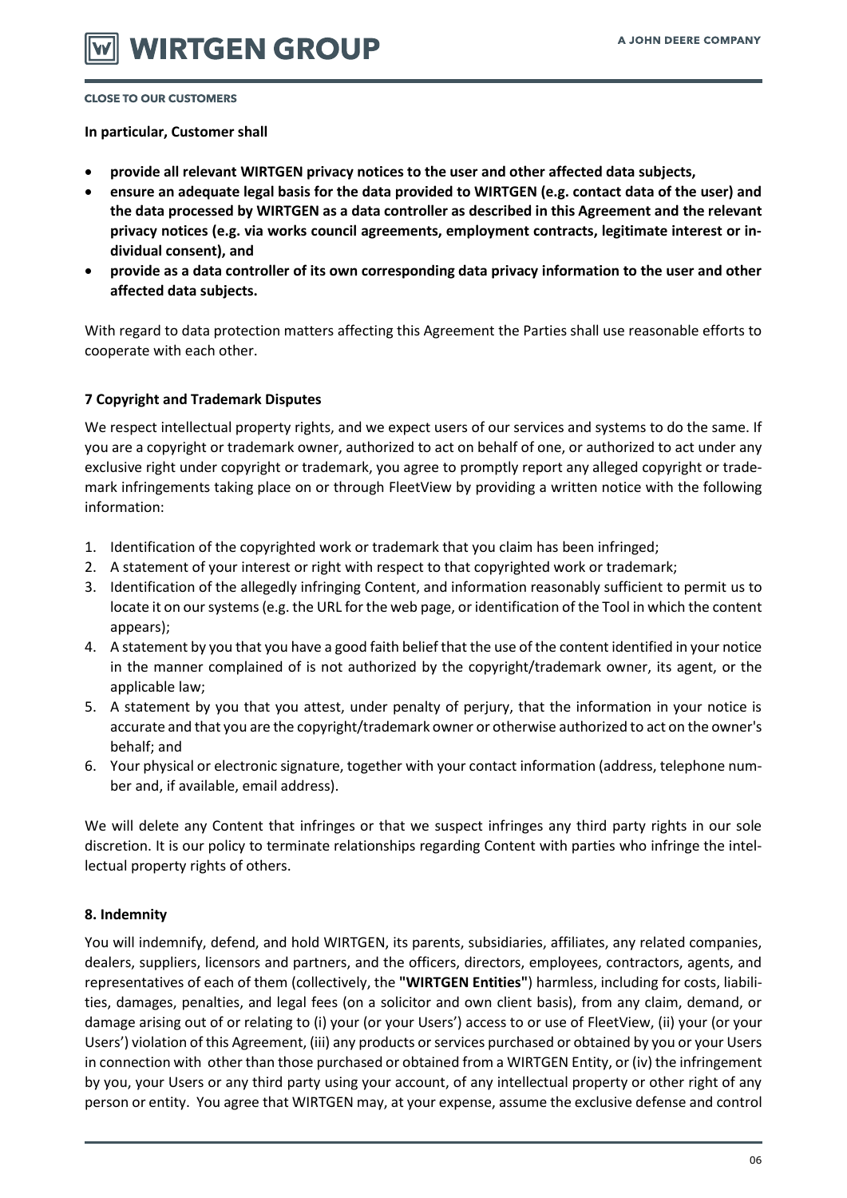**In particular, Customer shall**

- **provide all relevant WIRTGEN privacy notices to the user and other affected data subjects,**
- **ensure an adequate legal basis for the data provided to WIRTGEN (e.g. contact data of the user) and the data processed by WIRTGEN as a data controller as described in this Agreement and the relevant privacy notices (e.g. via works council agreements, employment contracts, legitimate interest or individual consent), and**
- **provide as a data controller of its own corresponding data privacy information to the user and other affected data subjects.**

With regard to data protection matters affecting this Agreement the Parties shall use reasonable efforts to cooperate with each other.

**7 Copyright and Trademark Disputes**

We respect intellectual property rights, and we expect users of our services and systems to do the same. If you are a copyright or trademark owner, authorized to act on behalf of one, or authorized to act under any exclusive right under copyright or trademark, you agree to promptly report any alleged copyright or trademark infringements taking place on or through FleetView by providing a written notice with the following information:

1. Identification of the copyrighted work or trademark that you claim has been infringed;
2. A statement of your interest or right with respect to that copyrighted work or trademark;
3. Identification of the allegedly infringing Content, and information reasonably sufficient to permit us to locate it on our systems (e.g. the URL for the web page, or identification of the Tool in which the content appears);
4. A statement by you that you have a good faith belief that the use of the content identified in your notice in the manner complained of is not authorized by the copyright/trademark owner, its agent, or the applicable law;
5. A statement by you that you attest, under penalty of perjury, that the information in your notice is accurate and that you are the copyright/trademark owner or otherwise authorized to act on the owner's behalf; and
6. Your physical or electronic signature, together with your contact information (address, telephone number and, if available, email address).

We will delete any Content that infringes or that we suspect infringes any third party rights in our sole discretion. It is our policy to terminate relationships regarding Content with parties who infringe the intellectual property rights of others.

**8. Indemnity**

You will indemnify, defend, and hold WIRTGEN, its parents, subsidiaries, affiliates, any related companies, dealers, suppliers, licensors and partners, and the officers, directors, employees, contractors, agents, and representatives of each of them (collectively, the **"WIRTGEN Entities"**) harmless, including for costs, liabilities, damages, penalties, and legal fees (on a solicitor and own client basis), from any claim, demand, or damage arising out of or relating to (i) your (or your Users') access to or use of FleetView, (ii) your (or your Users') violation of this Agreement, (iii) any products or services purchased or obtained by you or your Users in connection with other than those purchased or obtained from a WIRTGEN Entity, or (iv) the infringement by you, your Users or any third party using your account, of any intellectual property or other right of any person or entity. You agree that WIRTGEN may, at your expense, assume the exclusive defense and control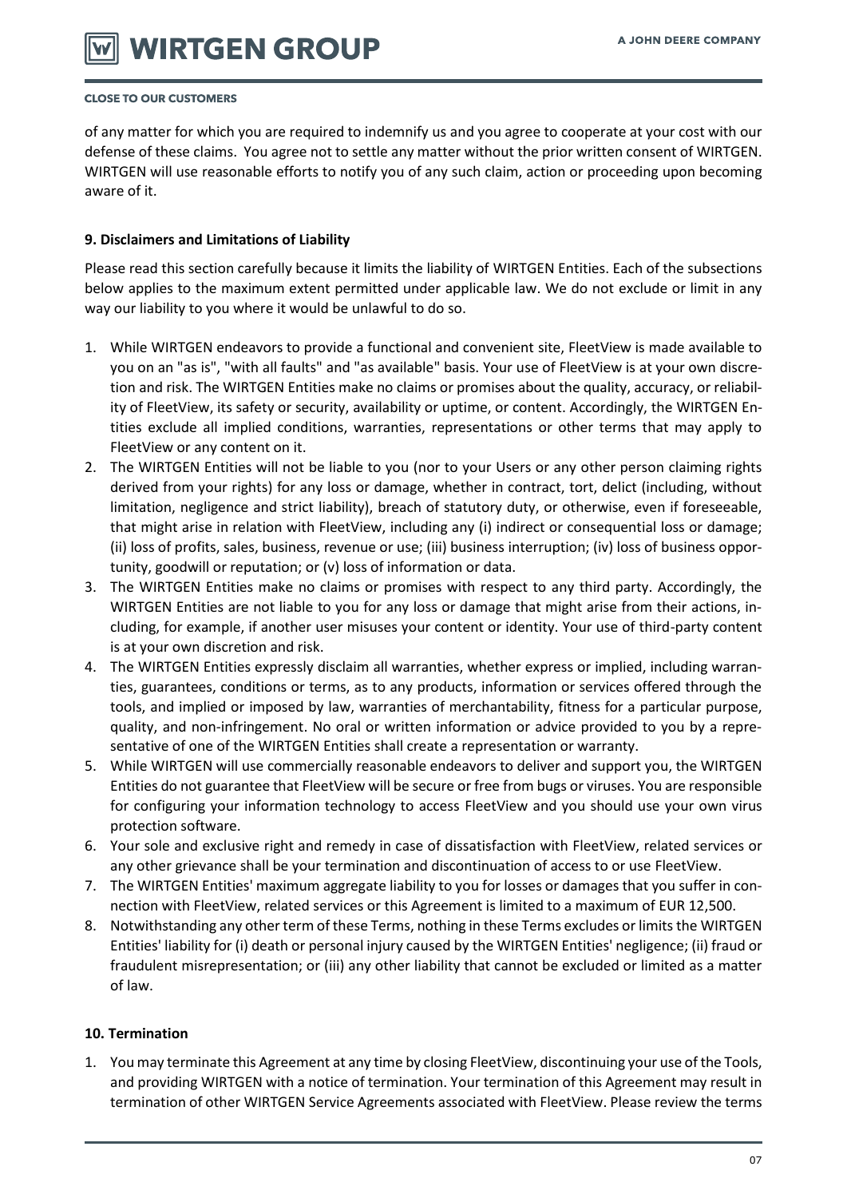of any matter for which you are required to indemnify us and you agree to cooperate at your cost with our defense of these claims. You agree not to settle any matter without the prior written consent of WIRTGEN. WIRTGEN will use reasonable efforts to notify you of any such claim, action or proceeding upon becoming aware of it.

**9. Disclaimers and Limitations of Liability**

Please read this section carefully because it limits the liability of WIRTGEN Entities. Each of the subsections below applies to the maximum extent permitted under applicable law. We do not exclude or limit in any way our liability to you where it would be unlawful to do so.

1. While WIRTGEN endeavors to provide a functional and convenient site, FleetView is made available to you on an "as is", "with all faults" and "as available" basis. Your use of FleetView is at your own discretion and risk. The WIRTGEN Entities make no claims or promises about the quality, accuracy, or reliability of FleetView, its safety or security, availability or uptime, or content. Accordingly, the WIRTGEN Entities exclude all implied conditions, warranties, representations or other terms that may apply to FleetView or any content on it.
2. The WIRTGEN Entities will not be liable to you (nor to your Users or any other person claiming rights derived from your rights) for any loss or damage, whether in contract, tort, delict (including, without limitation, negligence and strict liability), breach of statutory duty, or otherwise, even if foreseeable, that might arise in relation with FleetView, including any (i) indirect or consequential loss or damage; (ii) loss of profits, sales, business, revenue or use; (iii) business interruption; (iv) loss of business opportunity, goodwill or reputation; or (v) loss of information or data.
3. The WIRTGEN Entities make no claims or promises with respect to any third party. Accordingly, the WIRTGEN Entities are not liable to you for any loss or damage that might arise from their actions, including, for example, if another user misuses your content or identity. Your use of third-party content is at your own discretion and risk.
4. The WIRTGEN Entities expressly disclaim all warranties, whether express or implied, including warranties, guarantees, conditions or terms, as to any products, information or services offered through the tools, and implied or imposed by law, warranties of merchantability, fitness for a particular purpose, quality, and non-infringement. No oral or written information or advice provided to you by a representative of one of the WIRTGEN Entities shall create a representation or warranty.
5. While WIRTGEN will use commercially reasonable endeavors to deliver and support you, the WIRTGEN Entities do not guarantee that FleetView will be secure or free from bugs or viruses. You are responsible for configuring your information technology to access FleetView and you should use your own virus protection software.
6. Your sole and exclusive right and remedy in case of dissatisfaction with FleetView, related services or any other grievance shall be your termination and discontinuation of access to or use FleetView.
7. The WIRTGEN Entities' maximum aggregate liability to you for losses or damages that you suffer in connection with FleetView, related services or this Agreement is limited to a maximum of EUR 12,500.
8. Notwithstanding any other term of these Terms, nothing in these Terms excludes or limits the WIRTGEN Entities' liability for (i) death or personal injury caused by the WIRTGEN Entities' negligence; (ii) fraud or fraudulent misrepresentation; or (iii) any other liability that cannot be excluded or limited as a matter of law.

**10. Termination**

1. You may terminate this Agreement at any time by closing FleetView, discontinuing your use of the Tools, and providing WIRTGEN with a notice of termination. Your termination of this Agreement may result in termination of other WIRTGEN Service Agreements associated with FleetView. Please review the terms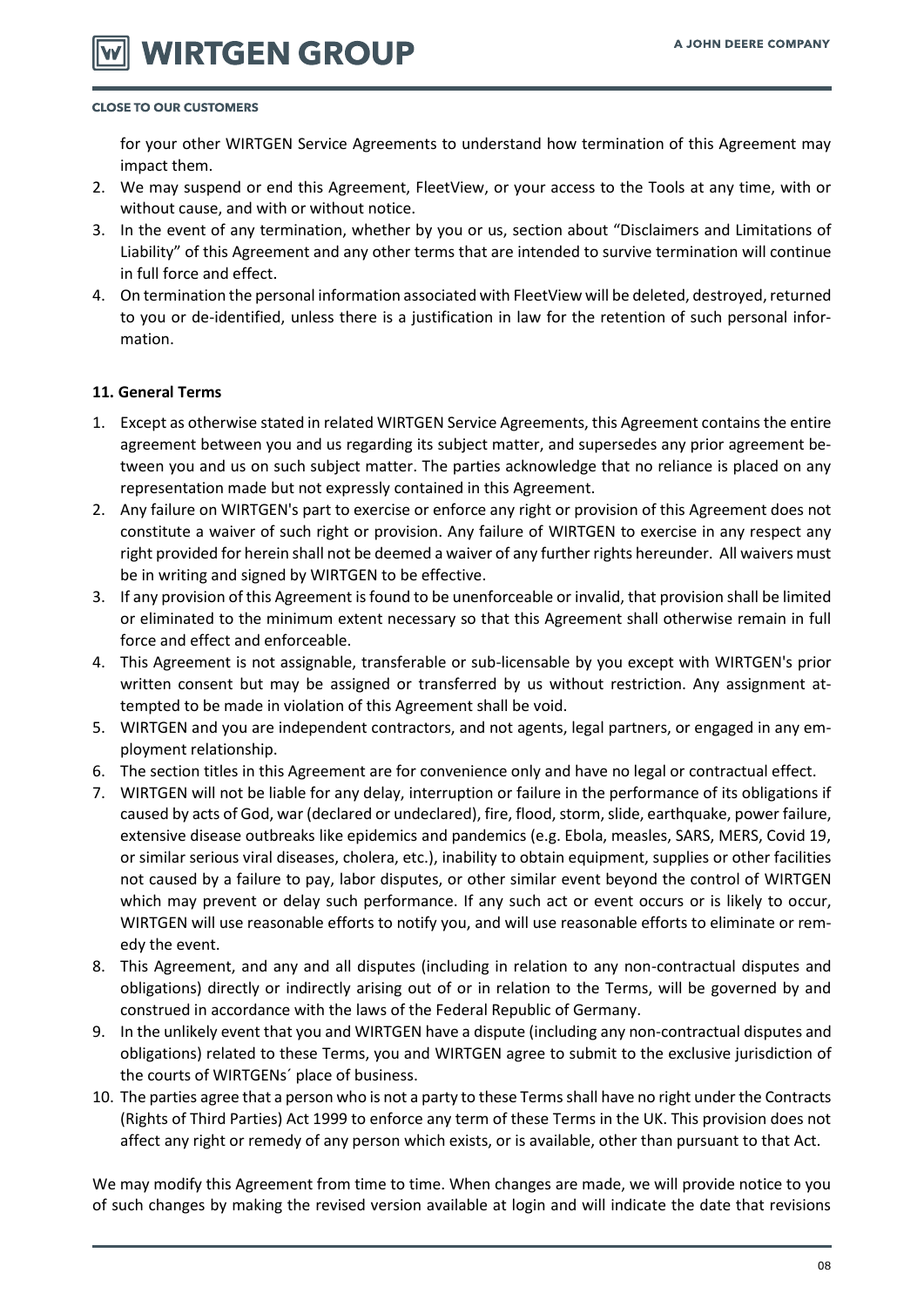for your other WIRTGEN Service Agreements to understand how termination of this Agreement may impact them.

2. We may suspend or end this Agreement, FleetView, or your access to the Tools at any time, with or without cause, and with or without notice.
3. In the event of any termination, whether by you or us, section about "Disclaimers and Limitations of Liability" of this Agreement and any other terms that are intended to survive termination will continue in full force and effect.
4. On termination the personal information associated with FleetView will be deleted, destroyed, returned to you or de-identified, unless there is a justification in law for the retention of such personal information.

**11. General Terms**

1. Except as otherwise stated in related WIRTGEN Service Agreements, this Agreement contains the entire agreement between you and us regarding its subject matter, and supersedes any prior agreement between you and us on such subject matter. The parties acknowledge that no reliance is placed on any representation made but not expressly contained in this Agreement.
2. Any failure on WIRTGEN's part to exercise or enforce any right or provision of this Agreement does not constitute a waiver of such right or provision. Any failure of WIRTGEN to exercise in any respect any right provided for herein shall not be deemed a waiver of any further rights hereunder. All waivers must be in writing and signed by WIRTGEN to be effective.
3. If any provision of this Agreement is found to be unenforceable or invalid, that provision shall be limited or eliminated to the minimum extent necessary so that this Agreement shall otherwise remain in full force and effect and enforceable.
4. This Agreement is not assignable, transferable or sub-licensable by you except with WIRTGEN's prior written consent but may be assigned or transferred by us without restriction. Any assignment attempted to be made in violation of this Agreement shall be void.
5. WIRTGEN and you are independent contractors, and not agents, legal partners, or engaged in any employment relationship.
6. The section titles in this Agreement are for convenience only and have no legal or contractual effect.
7. WIRTGEN will not be liable for any delay, interruption or failure in the performance of its obligations if caused by acts of God, war (declared or undeclared), fire, flood, storm, slide, earthquake, power failure, extensive disease outbreaks like epidemics and pandemics (e.g. Ebola, measles, SARS, MERS, Covid 19, or similar serious viral diseases, cholera, etc.), inability to obtain equipment, supplies or other facilities not caused by a failure to pay, labor disputes, or other similar event beyond the control of WIRTGEN which may prevent or delay such performance. If any such act or event occurs or is likely to occur, WIRTGEN will use reasonable efforts to notify you, and will use reasonable efforts to eliminate or remedy the event.
8. This Agreement, and any and all disputes (including in relation to any non-contractual disputes and obligations) directly or indirectly arising out of or in relation to the Terms, will be governed by and construed in accordance with the laws of the Federal Republic of Germany.
9. In the unlikely event that you and WIRTGEN have a dispute (including any non-contractual disputes and obligations) related to these Terms, you and WIRTGEN agree to submit to the exclusive jurisdiction of the courts of WIRTGENs´ place of business.
10. The parties agree that a person who is not a party to these Terms shall have no right under the Contracts (Rights of Third Parties) Act 1999 to enforce any term of these Terms in the UK. This provision does not affect any right or remedy of any person which exists, or is available, other than pursuant to that Act.

We may modify this Agreement from time to time. When changes are made, we will provide notice to you of such changes by making the revised version available at login and will indicate the date that revisions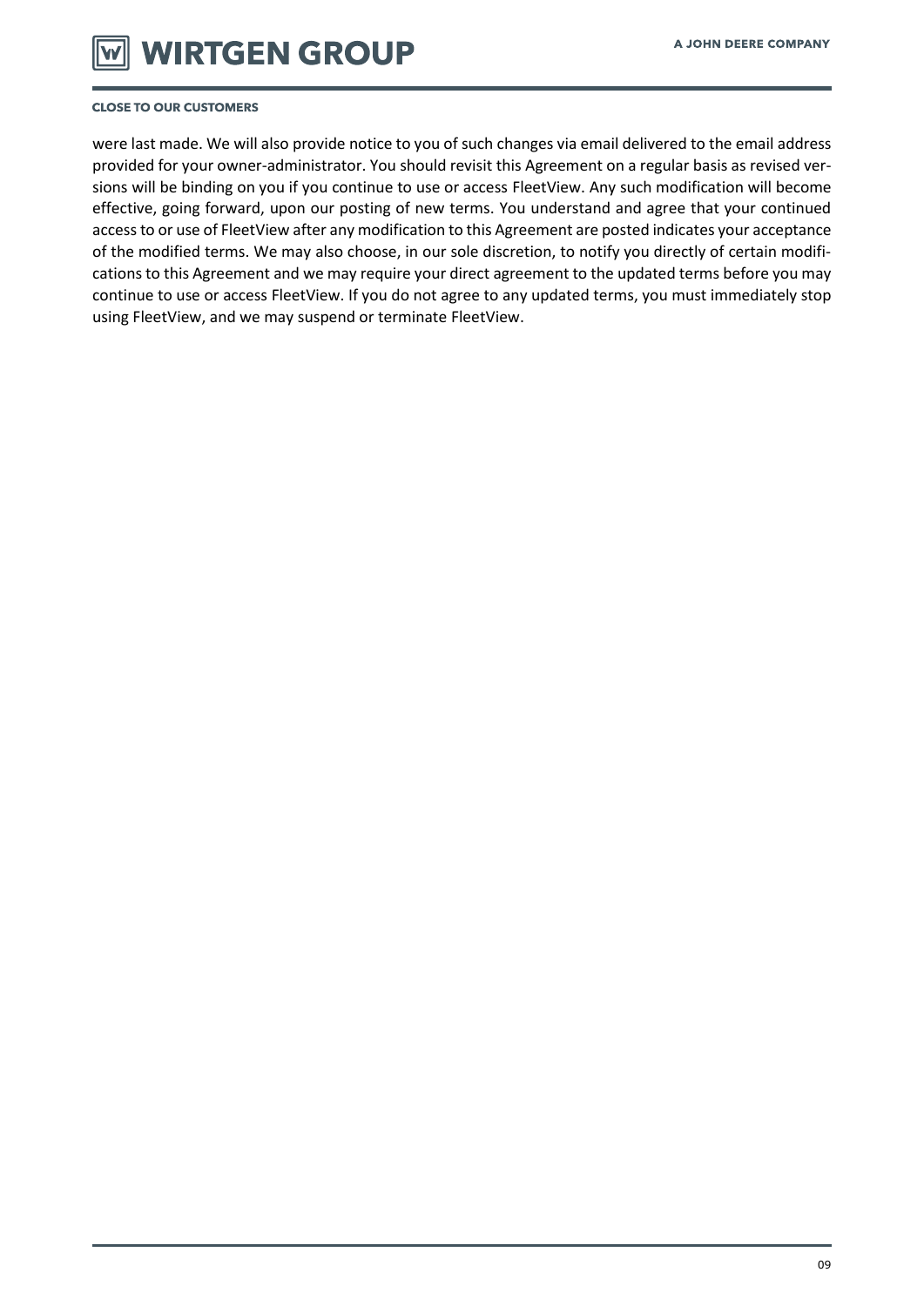were last made. We will also provide notice to you of such changes via email delivered to the email address provided for your owner-administrator. You should revisit this Agreement on a regular basis as revised versions will be binding on you if you continue to use or access FleetView. Any such modification will become effective, going forward, upon our posting of new terms. You understand and agree that your continued access to or use of FleetView after any modification to this Agreement are posted indicates your acceptance of the modified terms. We may also choose, in our sole discretion, to notify you directly of certain modifications to this Agreement and we may require your direct agreement to the updated terms before you may continue to use or access FleetView. If you do not agree to any updated terms, you must immediately stop using FleetView, and we may suspend or terminate FleetView.